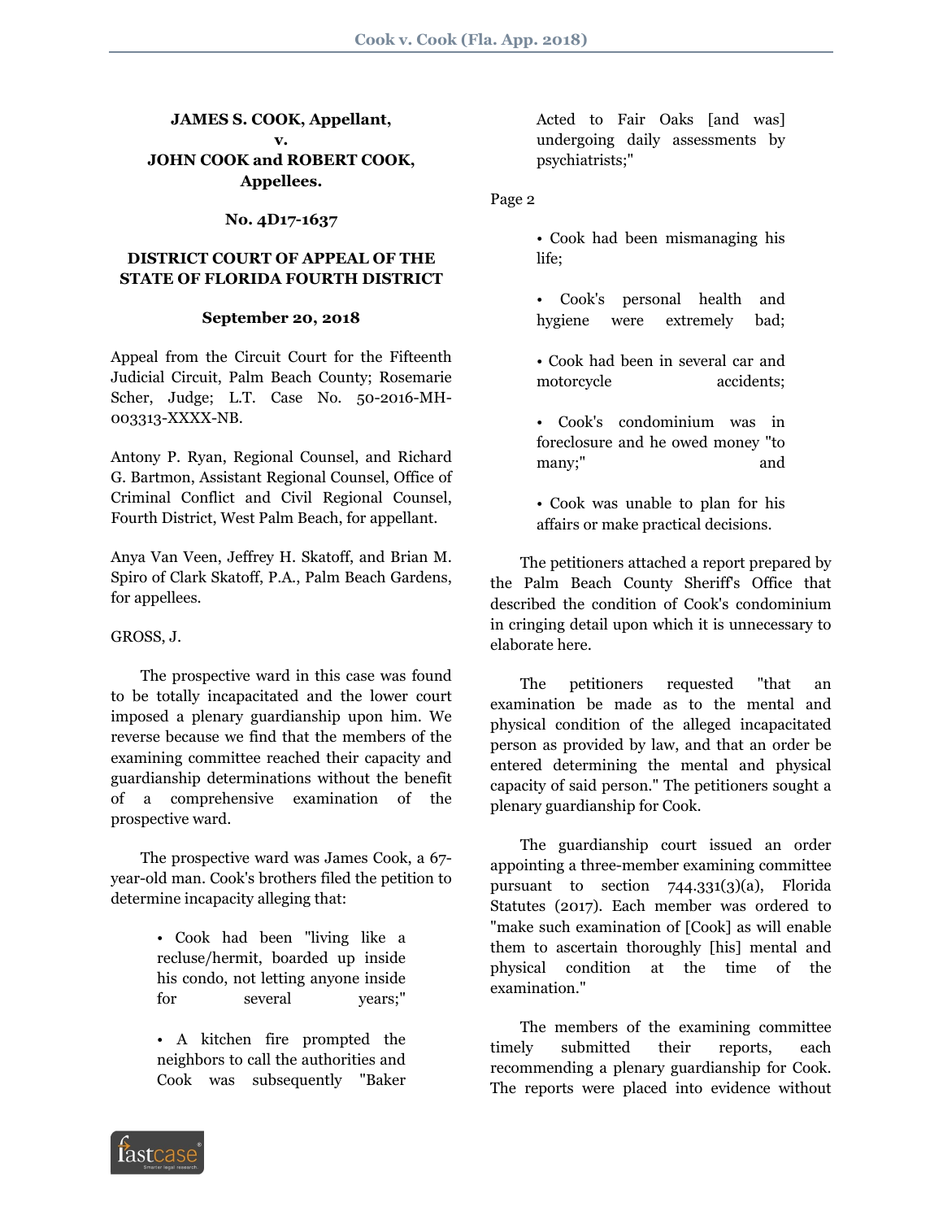**JAMES S. COOK, Appellant,**
**v.**
**JOHN COOK and ROBERT COOK, Appellees.**

**No. 4D17-1637**

**DISTRICT COURT OF APPEAL OF THE STATE OF FLORIDA FOURTH DISTRICT**

**September 20, 2018**

Appeal from the Circuit Court for the Fifteenth Judicial Circuit, Palm Beach County; Rosemarie Scher, Judge; L.T. Case No. 50-2016-MH-003313-XXXX-NB.

Antony P. Ryan, Regional Counsel, and Richard G. Bartmon, Assistant Regional Counsel, Office of Criminal Conflict and Civil Regional Counsel, Fourth District, West Palm Beach, for appellant.

Anya Van Veen, Jeffrey H. Skatoff, and Brian M. Spiro of Clark Skatoff, P.A., Palm Beach Gardens, for appellees.

GROSS, J.

The prospective ward in this case was found to be totally incapacitated and the lower court imposed a plenary guardianship upon him. We reverse because we find that the members of the examining committee reached their capacity and guardianship determinations without the benefit of a comprehensive examination of the prospective ward.

The prospective ward was James Cook, a 67-year-old man. Cook's brothers filed the petition to determine incapacity alleging that:

> • Cook had been "living like a recluse/hermit, boarded up inside his condo, not letting anyone inside for several years;"
>
> • A kitchen fire prompted the neighbors to call the authorities and Cook was subsequently "Baker Acted to Fair Oaks [and was] undergoing daily assessments by psychiatrists;"
>
> Page 2
>
> • Cook had been mismanaging his life;
>
> • Cook's personal health and hygiene were extremely bad;
>
> • Cook had been in several car and motorcycle accidents;
>
> • Cook's condominium was in foreclosure and he owed money "to many;" and
>
> • Cook was unable to plan for his affairs or make practical decisions.

The petitioners attached a report prepared by the Palm Beach County Sheriff's Office that described the condition of Cook's condominium in cringing detail upon which it is unnecessary to elaborate here.

The petitioners requested "that an examination be made as to the mental and physical condition of the alleged incapacitated person as provided by law, and that an order be entered determining the mental and physical capacity of said person." The petitioners sought a plenary guardianship for Cook.

The guardianship court issued an order appointing a three-member examining committee pursuant to section 744.331(3)(a), Florida Statutes (2017). Each member was ordered to "make such examination of [Cook] as will enable them to ascertain thoroughly [his] mental and physical condition at the time of the examination."

The members of the examining committee timely submitted their reports, each recommending a plenary guardianship for Cook. The reports were placed into evidence without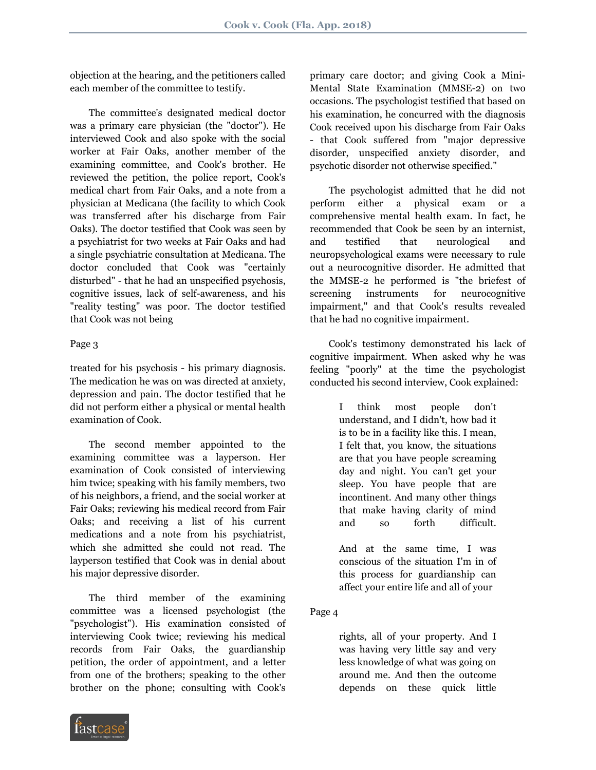objection at the hearing, and the petitioners called each member of the committee to testify.

The committee's designated medical doctor was a primary care physician (the "doctor"). He interviewed Cook and also spoke with the social worker at Fair Oaks, another member of the examining committee, and Cook's brother. He reviewed the petition, the police report, Cook's medical chart from Fair Oaks, and a note from a physician at Medicana (the facility to which Cook was transferred after his discharge from Fair Oaks). The doctor testified that Cook was seen by a psychiatrist for two weeks at Fair Oaks and had a single psychiatric consultation at Medicana. The doctor concluded that Cook was "certainly disturbed" - that he had an unspecified psychosis, cognitive issues, lack of self-awareness, and his "reality testing" was poor. The doctor testified that Cook was not being treated for his psychosis - his primary diagnosis. The medication he was on was directed at anxiety, depression and pain. The doctor testified that he did not perform either a physical or mental health examination of Cook.

The second member appointed to the examining committee was a layperson. Her examination of Cook consisted of interviewing him twice; speaking with his family members, two of his neighbors, a friend, and the social worker at Fair Oaks; reviewing his medical record from Fair Oaks; and receiving a list of his current medications and a note from his psychiatrist, which she admitted she could not read. The layperson testified that Cook was in denial about his major depressive disorder.

The third member of the examining committee was a licensed psychologist (the "psychologist"). His examination consisted of interviewing Cook twice; reviewing his medical records from Fair Oaks, the guardianship petition, the order of appointment, and a letter from one of the brothers; speaking to the other brother on the phone; consulting with Cook's primary care doctor; and giving Cook a Mini-Mental State Examination (MMSE-2) on two occasions. The psychologist testified that based on his examination, he concurred with the diagnosis Cook received upon his discharge from Fair Oaks - that Cook suffered from "major depressive disorder, unspecified anxiety disorder, and psychotic disorder not otherwise specified."

The psychologist admitted that he did not perform either a physical exam or a comprehensive mental health exam. In fact, he recommended that Cook be seen by an internist, and testified that neurological and neuropsychological exams were necessary to rule out a neurocognitive disorder. He admitted that the MMSE-2 he performed is "the briefest of screening instruments for neurocognitive impairment," and that Cook's results revealed that he had no cognitive impairment.

Cook's testimony demonstrated his lack of cognitive impairment. When asked why he was feeling "poorly" at the time the psychologist conducted his second interview, Cook explained:

> I think most people don't understand, and I didn't, how bad it is to be in a facility like this. I mean, I felt that, you know, the situations are that you have people screaming day and night. You can't get your sleep. You have people that are incontinent. And many other things that make having clarity of mind and so forth difficult.
>
> And at the same time, I was conscious of the situation I'm in of this process for guardianship can affect your entire life and all of your rights, all of your property. And I was having very little say and very less knowledge of what was going on around me. And then the outcome depends on these quick little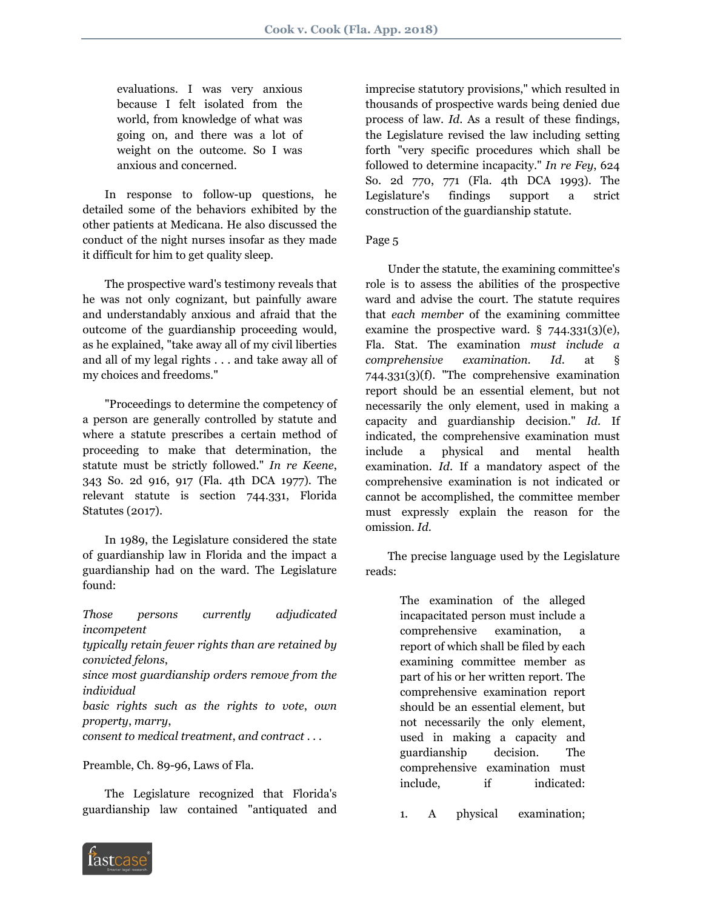> evaluations. I was very anxious because I felt isolated from the world, from knowledge of what was going on, and there was a lot of weight on the outcome. So I was anxious and concerned.

In response to follow-up questions, he detailed some of the behaviors exhibited by the other patients at Medicana. He also discussed the conduct of the night nurses insofar as they made it difficult for him to get quality sleep.

The prospective ward's testimony reveals that he was not only cognizant, but painfully aware and understandably anxious and afraid that the outcome of the guardianship proceeding would, as he explained, "take away all of my civil liberties and all of my legal rights . . . and take away all of my choices and freedoms."

"Proceedings to determine the competency of a person are generally controlled by statute and where a statute prescribes a certain method of proceeding to make that determination, the statute must be strictly followed." *In re Keene*, 343 So. 2d 916, 917 (Fla. 4th DCA 1977). The relevant statute is section 744.331, Florida Statutes (2017).

In 1989, the Legislature considered the state of guardianship law in Florida and the impact a guardianship had on the ward. The Legislature found:

*Those persons currently adjudicated incompetent*
*typically retain fewer rights than are retained by convicted felons*,
*since most guardianship orders remove from the individual*
*basic rights such as the rights to vote*, *own property*, *marry*,
*consent to medical treatment*, *and contract* . . .

Preamble, Ch. 89-96, Laws of Fla.

The Legislature recognized that Florida's guardianship law contained "antiquated and imprecise statutory provisions," which resulted in thousands of prospective wards being denied due process of law. *Id.* As a result of these findings, the Legislature revised the law including setting forth "very specific procedures which shall be followed to determine incapacity." *In re Fey*, 624 So. 2d 770, 771 (Fla. 4th DCA 1993). The Legislature's findings support a strict construction of the guardianship statute.

Page 5

Under the statute, the examining committee's role is to assess the abilities of the prospective ward and advise the court. The statute requires that *each member* of the examining committee examine the prospective ward. § 744.331(3)(e), Fla. Stat. The examination *must include a comprehensive examination*. *Id.* at § 744.331(3)(f). "The comprehensive examination report should be an essential element, but not necessarily the only element, used in making a capacity and guardianship decision." *Id.* If indicated, the comprehensive examination must include a physical and mental health examination. *Id.* If a mandatory aspect of the comprehensive examination is not indicated or cannot be accomplished, the committee member must expressly explain the reason for the omission. *Id.*

The precise language used by the Legislature reads:

> The examination of the alleged incapacitated person must include a comprehensive examination, a report of which shall be filed by each examining committee member as part of his or her written report. The comprehensive examination report should be an essential element, but not necessarily the only element, used in making a capacity and guardianship decision. The comprehensive examination must include, if indicated:
>
> 1. A physical examination;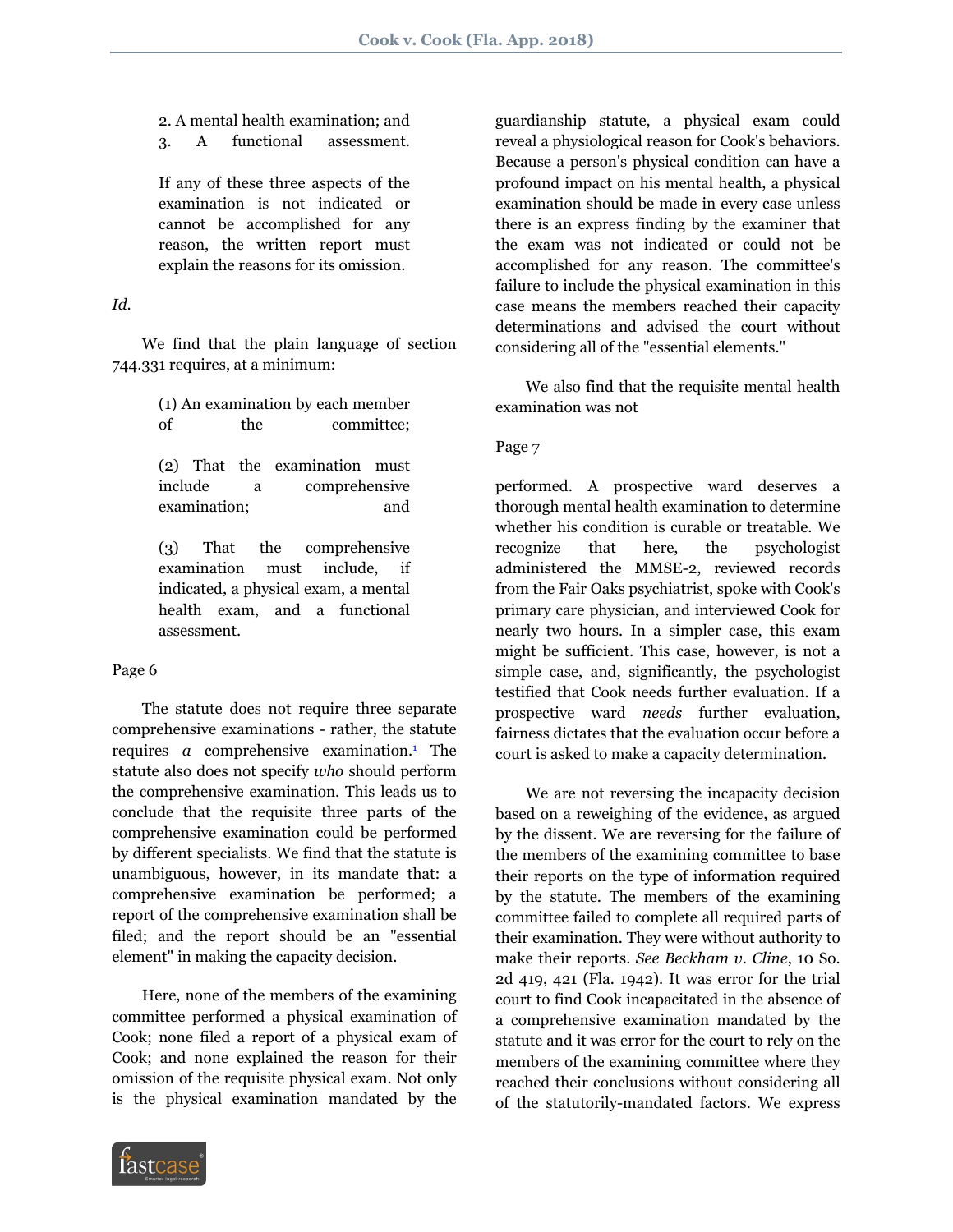> 2. A mental health examination; and
> 3. A functional assessment.
>
> If any of these three aspects of the examination is not indicated or cannot be accomplished for any reason, the written report must explain the reasons for its omission.

*Id.*

We find that the plain language of section 744.331 requires, at a minimum:

> (1) An examination by each member of the committee;
>
> (2) That the examination must include a comprehensive examination; and
>
> (3) That the comprehensive examination must include, if indicated, a physical exam, a mental health exam, and a functional assessment.

Page 6

The statute does not require three separate comprehensive examinations - rather, the statute requires *a* comprehensive examination.[1] The statute also does not specify *who* should perform the comprehensive examination. This leads us to conclude that the requisite three parts of the comprehensive examination could be performed by different specialists. We find that the statute is unambiguous, however, in its mandate that: a comprehensive examination be performed; a report of the comprehensive examination shall be filed; and the report should be an "essential element" in making the capacity decision.

Here, none of the members of the examining committee performed a physical examination of Cook; none filed a report of a physical exam of Cook; and none explained the reason for their omission of the requisite physical exam. Not only is the physical examination mandated by the guardianship statute, a physical exam could reveal a physiological reason for Cook's behaviors. Because a person's physical condition can have a profound impact on his mental health, a physical examination should be made in every case unless there is an express finding by the examiner that the exam was not indicated or could not be accomplished for any reason. The committee's failure to include the physical examination in this case means the members reached their capacity determinations and advised the court without considering all of the "essential elements."

We also find that the requisite mental health examination was not

Page 7

performed. A prospective ward deserves a thorough mental health examination to determine whether his condition is curable or treatable. We recognize that here, the psychologist administered the MMSE-2, reviewed records from the Fair Oaks psychiatrist, spoke with Cook's primary care physician, and interviewed Cook for nearly two hours. In a simpler case, this exam might be sufficient. This case, however, is not a simple case, and, significantly, the psychologist testified that Cook needs further evaluation. If a prospective ward *needs* further evaluation, fairness dictates that the evaluation occur before a court is asked to make a capacity determination.

We are not reversing the incapacity decision based on a reweighing of the evidence, as argued by the dissent. We are reversing for the failure of the members of the examining committee to base their reports on the type of information required by the statute. The members of the examining committee failed to complete all required parts of their examination. They were without authority to make their reports. *See Beckham v. Cline*, 10 So. 2d 419, 421 (Fla. 1942). It was error for the trial court to find Cook incapacitated in the absence of a comprehensive examination mandated by the statute and it was error for the court to rely on the members of the examining committee where they reached their conclusions without considering all of the statutorily-mandated factors. We express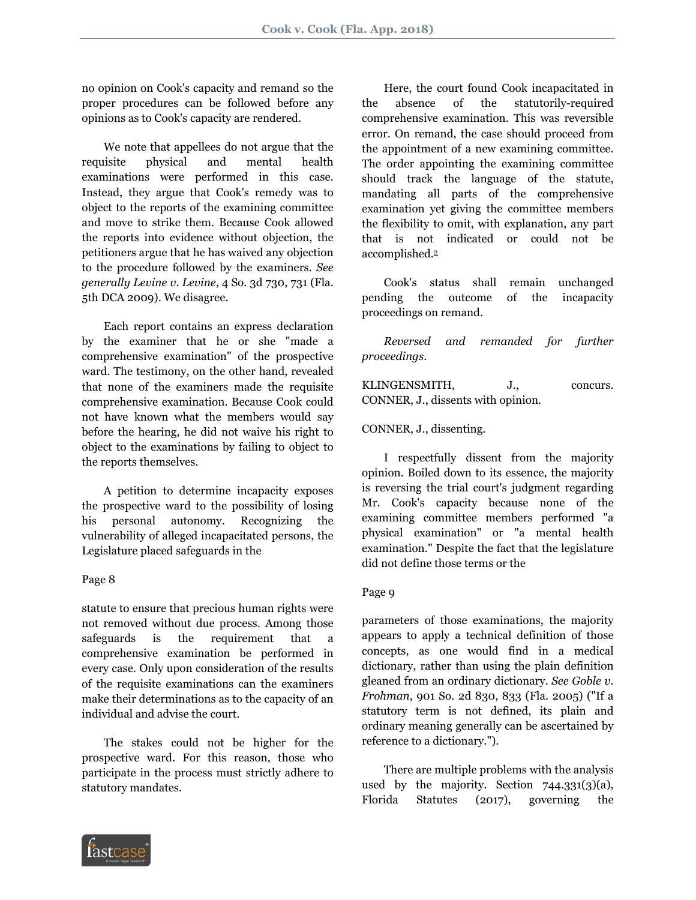no opinion on Cook's capacity and remand so the proper procedures can be followed before any opinions as to Cook's capacity are rendered.

We note that appellees do not argue that the requisite physical and mental health examinations were performed in this case. Instead, they argue that Cook's remedy was to object to the reports of the examining committee and move to strike them. Because Cook allowed the reports into evidence without objection, the petitioners argue that he has waived any objection to the procedure followed by the examiners. *See generally Levine v. Levine*, 4 So. 3d 730, 731 (Fla. 5th DCA 2009). We disagree.

Each report contains an express declaration by the examiner that he or she "made a comprehensive examination" of the prospective ward. The testimony, on the other hand, revealed that none of the examiners made the requisite comprehensive examination. Because Cook could not have known what the members would say before the hearing, he did not waive his right to object to the examinations by failing to object to the reports themselves.

A petition to determine incapacity exposes the prospective ward to the possibility of losing his personal autonomy. Recognizing the vulnerability of alleged incapacitated persons, the Legislature placed safeguards in the

Page 8

statute to ensure that precious human rights were not removed without due process. Among those safeguards is the requirement that a comprehensive examination be performed in every case. Only upon consideration of the results of the requisite examinations can the examiners make their determinations as to the capacity of an individual and advise the court.

The stakes could not be higher for the prospective ward. For this reason, those who participate in the process must strictly adhere to statutory mandates.

Here, the court found Cook incapacitated in the absence of the statutorily-required comprehensive examination. This was reversible error. On remand, the case should proceed from the appointment of a new examining committee. The order appointing the examining committee should track the language of the statute, mandating all parts of the comprehensive examination yet giving the committee members the flexibility to omit, with explanation, any part that is not indicated or could not be accomplished.[2]

Cook's status shall remain unchanged pending the outcome of the incapacity proceedings on remand.

*Reversed and remanded for further proceedings.*

KLINGENSMITH, J., concurs.
CONNER, J., dissents with opinion.

CONNER, J., dissenting.

I respectfully dissent from the majority opinion. Boiled down to its essence, the majority is reversing the trial court's judgment regarding Mr. Cook's capacity because none of the examining committee members performed "a physical examination" or "a mental health examination." Despite the fact that the legislature did not define those terms or the

Page 9

parameters of those examinations, the majority appears to apply a technical definition of those concepts, as one would find in a medical dictionary, rather than using the plain definition gleaned from an ordinary dictionary. *See Goble v. Frohman*, 901 So. 2d 830, 833 (Fla. 2005) ("If a statutory term is not defined, its plain and ordinary meaning generally can be ascertained by reference to a dictionary.").

There are multiple problems with the analysis used by the majority. Section 744.331(3)(a), Florida Statutes (2017), governing the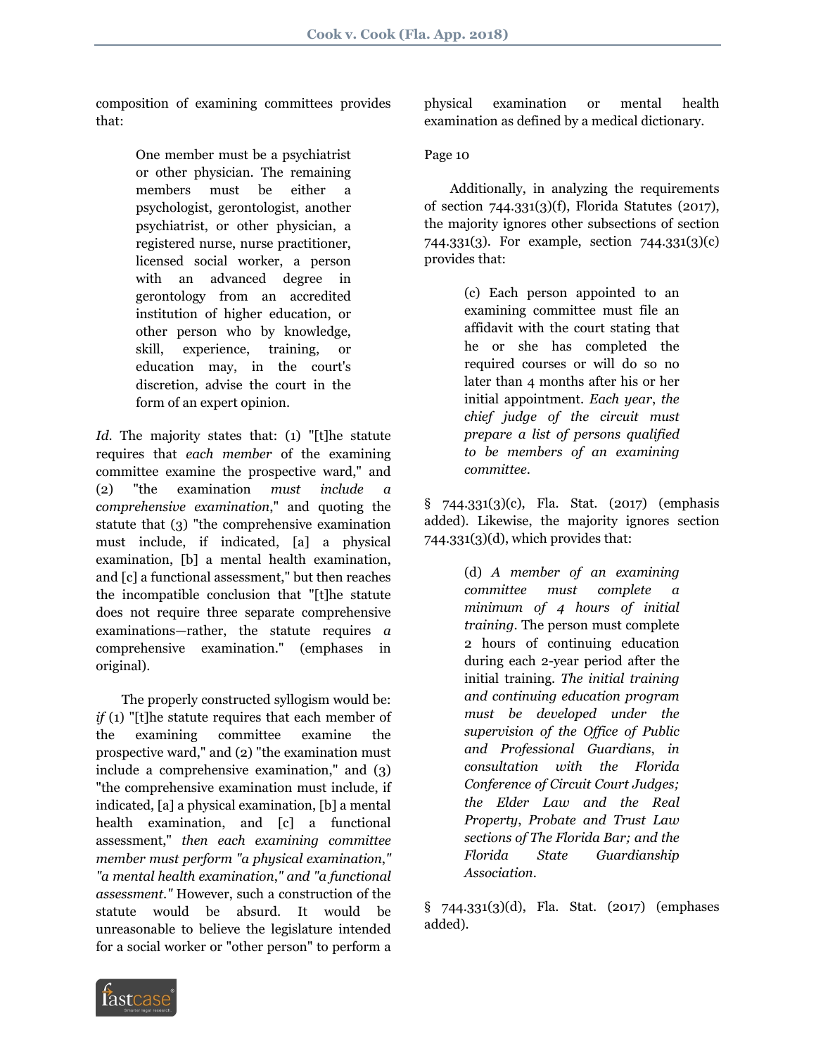composition of examining committees provides that:

> One member must be a psychiatrist or other physician. The remaining members must be either a psychologist, gerontologist, another psychiatrist, or other physician, a registered nurse, nurse practitioner, licensed social worker, a person with an advanced degree in gerontology from an accredited institution of higher education, or other person who by knowledge, skill, experience, training, or education may, in the court's discretion, advise the court in the form of an expert opinion.

*Id.* The majority states that: (1) "[t]he statute requires that *each member* of the examining committee examine the prospective ward," and (2) "the examination *must include a comprehensive examination*," and quoting the statute that (3) "the comprehensive examination must include, if indicated, [a] a physical examination, [b] a mental health examination, and [c] a functional assessment," but then reaches the incompatible conclusion that "[t]he statute does not require three separate comprehensive examinations—rather, the statute requires *a* comprehensive examination." (emphases in original).

The properly constructed syllogism would be: *if* (1) "[t]he statute requires that each member of the examining committee examine the prospective ward," and (2) "the examination must include a comprehensive examination," and (3) "the comprehensive examination must include, if indicated, [a] a physical examination, [b] a mental health examination, and [c] a functional assessment," *then each examining committee member must perform "a physical examination," "a mental health examination," and "a functional assessment."* However, such a construction of the statute would be absurd. It would be unreasonable to believe the legislature intended for a social worker or "other person" to perform a physical examination or mental health examination as defined by a medical dictionary.

Page 10

Additionally, in analyzing the requirements of section 744.331(3)(f), Florida Statutes (2017), the majority ignores other subsections of section 744.331(3). For example, section 744.331(3)(c) provides that:

> (c) Each person appointed to an examining committee must file an affidavit with the court stating that he or she has completed the required courses or will do so no later than 4 months after his or her initial appointment. *Each year, the chief judge of the circuit must prepare a list of persons qualified to be members of an examining committee.*

§ 744.331(3)(c), Fla. Stat. (2017) (emphasis added). Likewise, the majority ignores section 744.331(3)(d), which provides that:

> (d) *A member of an examining committee must complete a minimum of 4 hours of initial training.* The person must complete 2 hours of continuing education during each 2-year period after the initial training. *The initial training and continuing education program must be developed under the supervision of the Office of Public and Professional Guardians, in consultation with the Florida Conference of Circuit Court Judges; the Elder Law and the Real Property, Probate and Trust Law sections of The Florida Bar; and the Florida State Guardianship Association.*

§ 744.331(3)(d), Fla. Stat. (2017) (emphases added).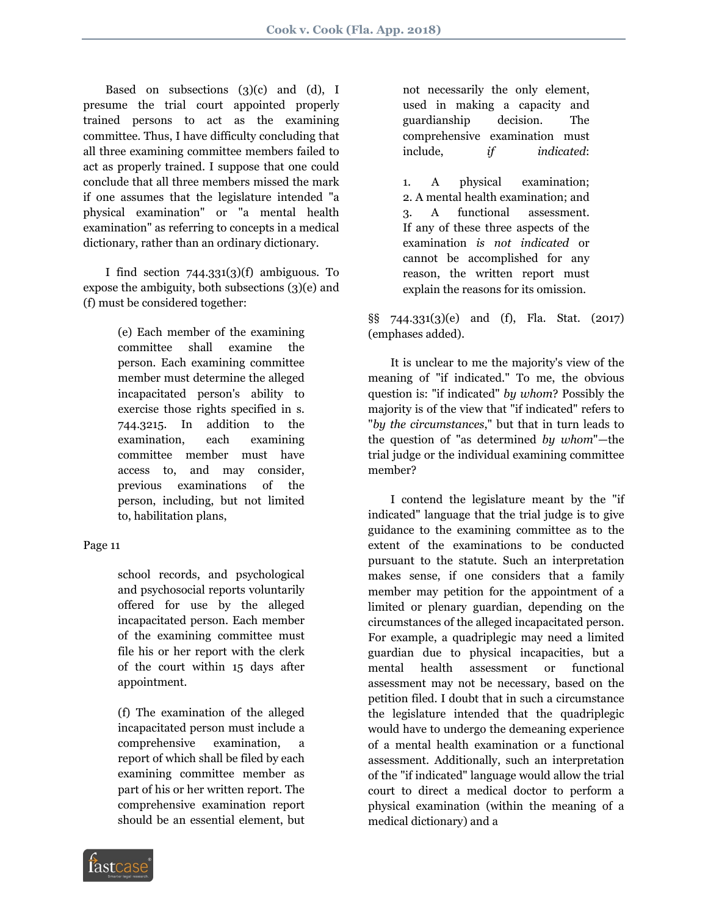Based on subsections (3)(c) and (d), I presume the trial court appointed properly trained persons to act as the examining committee. Thus, I have difficulty concluding that all three examining committee members failed to act as properly trained. I suppose that one could conclude that all three members missed the mark if one assumes that the legislature intended "a physical examination" or "a mental health examination" as referring to concepts in a medical dictionary, rather than an ordinary dictionary.

I find section 744.331(3)(f) ambiguous. To expose the ambiguity, both subsections (3)(e) and (f) must be considered together:

> (e) Each member of the examining committee shall examine the person. Each examining committee member must determine the alleged incapacitated person's ability to exercise those rights specified in s. 744.3215. In addition to the examination, each examining committee member must have access to, and may consider, previous examinations of the person, including, but not limited to, habilitation plans,
>
> Page 11
>
> school records, and psychological and psychosocial reports voluntarily offered for use by the alleged incapacitated person. Each member of the examining committee must file his or her report with the clerk of the court within 15 days after appointment.
>
> (f) The examination of the alleged incapacitated person must include a comprehensive examination, a report of which shall be filed by each examining committee member as part of his or her written report. The comprehensive examination report should be an essential element, but not necessarily the only element, used in making a capacity and guardianship decision. The comprehensive examination must include, *if indicated*:
>
> 1. A physical examination;
> 2. A mental health examination; and
> 3. A functional assessment.
>
> If any of these three aspects of the examination *is not indicated* or cannot be accomplished for any reason, the written report must explain the reasons for its omission.

§§ 744.331(3)(e) and (f), Fla. Stat. (2017) (emphases added).

It is unclear to me the majority's view of the meaning of "if indicated." To me, the obvious question is: "if indicated" *by whom*? Possibly the majority is of the view that "if indicated" refers to "*by the circumstances*," but that in turn leads to the question of "as determined *by whom*"—the trial judge or the individual examining committee member?

I contend the legislature meant by the "if indicated" language that the trial judge is to give guidance to the examining committee as to the extent of the examinations to be conducted pursuant to the statute. Such an interpretation makes sense, if one considers that a family member may petition for the appointment of a limited or plenary guardian, depending on the circumstances of the alleged incapacitated person. For example, a quadriplegic may need a limited guardian due to physical incapacities, but a mental health assessment or functional assessment may not be necessary, based on the petition filed. I doubt that in such a circumstance the legislature intended that the quadriplegic would have to undergo the demeaning experience of a mental health examination or a functional assessment. Additionally, such an interpretation of the "if indicated" language would allow the trial court to direct a medical doctor to perform a physical examination (within the meaning of a medical dictionary) and a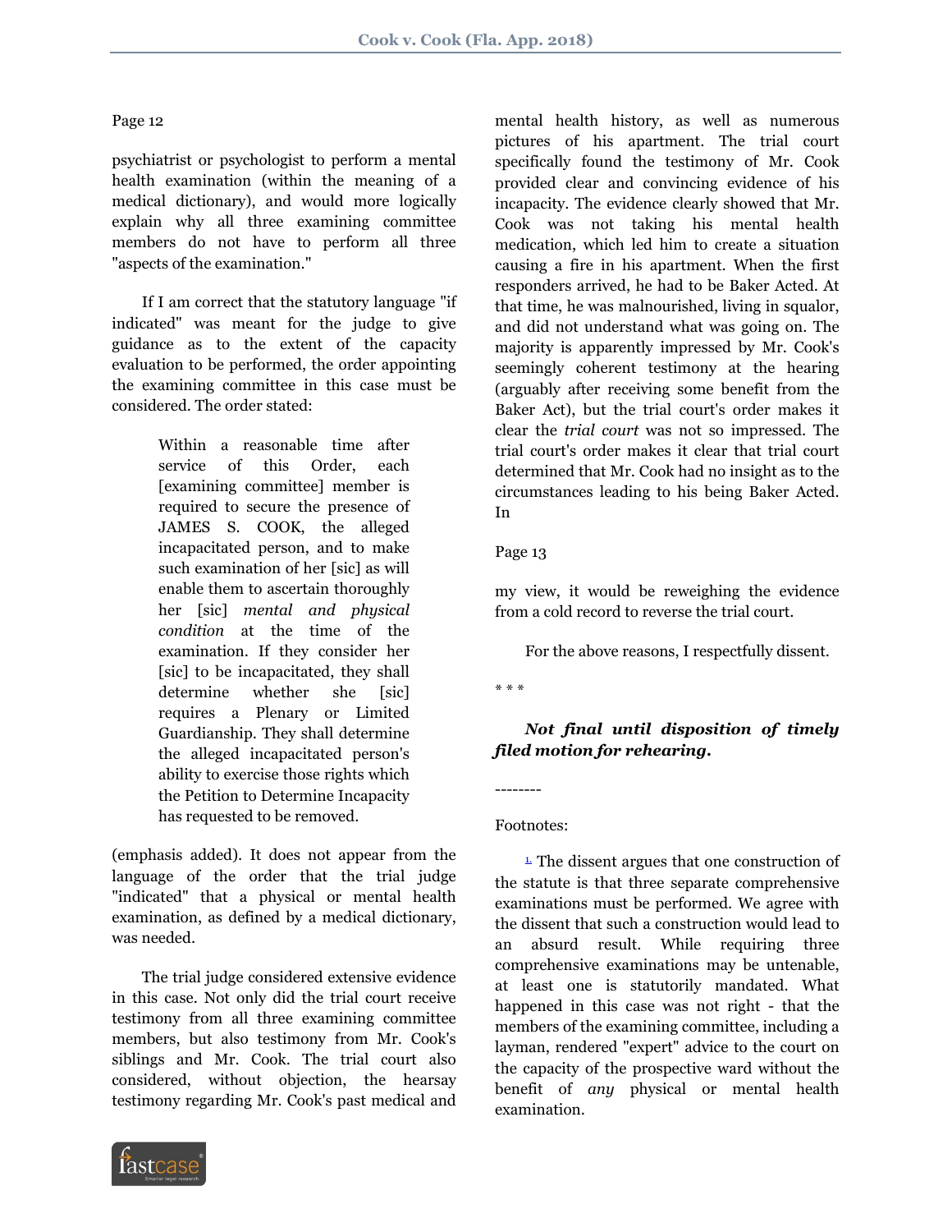psychiatrist or psychologist to perform a mental health examination (within the meaning of a medical dictionary), and would more logically explain why all three examining committee members do not have to perform all three "aspects of the examination."

If I am correct that the statutory language "if indicated" was meant for the judge to give guidance as to the extent of the capacity evaluation to be performed, the order appointing the examining committee in this case must be considered. The order stated:

> Within a reasonable time after service of this Order, each [examining committee] member is required to secure the presence of JAMES S. COOK, the alleged incapacitated person, and to make such examination of her [sic] as will enable them to ascertain thoroughly her [sic] *mental and physical condition* at the time of the examination. If they consider her [sic] to be incapacitated, they shall determine whether she [sic] requires a Plenary or Limited Guardianship. They shall determine the alleged incapacitated person's ability to exercise those rights which the Petition to Determine Incapacity has requested to be removed.

(emphasis added). It does not appear from the language of the order that the trial judge "indicated" that a physical or mental health examination, as defined by a medical dictionary, was needed.

The trial judge considered extensive evidence in this case. Not only did the trial court receive testimony from all three examining committee members, but also testimony from Mr. Cook's siblings and Mr. Cook. The trial court also considered, without objection, the hearsay testimony regarding Mr. Cook's past medical and mental health history, as well as numerous pictures of his apartment. The trial court specifically found the testimony of Mr. Cook provided clear and convincing evidence of his incapacity. The evidence clearly showed that Mr. Cook was not taking his mental health medication, which led him to create a situation causing a fire in his apartment. When the first responders arrived, he had to be Baker Acted. At that time, he was malnourished, living in squalor, and did not understand what was going on. The majority is apparently impressed by Mr. Cook's seemingly coherent testimony at the hearing (arguably after receiving some benefit from the Baker Act), but the trial court's order makes it clear the *trial court* was not so impressed. The trial court's order makes it clear that trial court determined that Mr. Cook had no insight as to the circumstances leading to his being Baker Acted. In

Page 13

my view, it would be reweighing the evidence from a cold record to reverse the trial court.

For the above reasons, I respectfully dissent.

* * *

***Not final until disposition of timely filed motion for rehearing.***

--------

Footnotes:

[1] The dissent argues that one construction of the statute is that three separate comprehensive examinations must be performed. We agree with the dissent that such a construction would lead to an absurd result. While requiring three comprehensive examinations may be untenable, at least one is statutorily mandated. What happened in this case was not right - that the members of the examining committee, including a layman, rendered "expert" advice to the court on the capacity of the prospective ward without the benefit of *any* physical or mental health examination.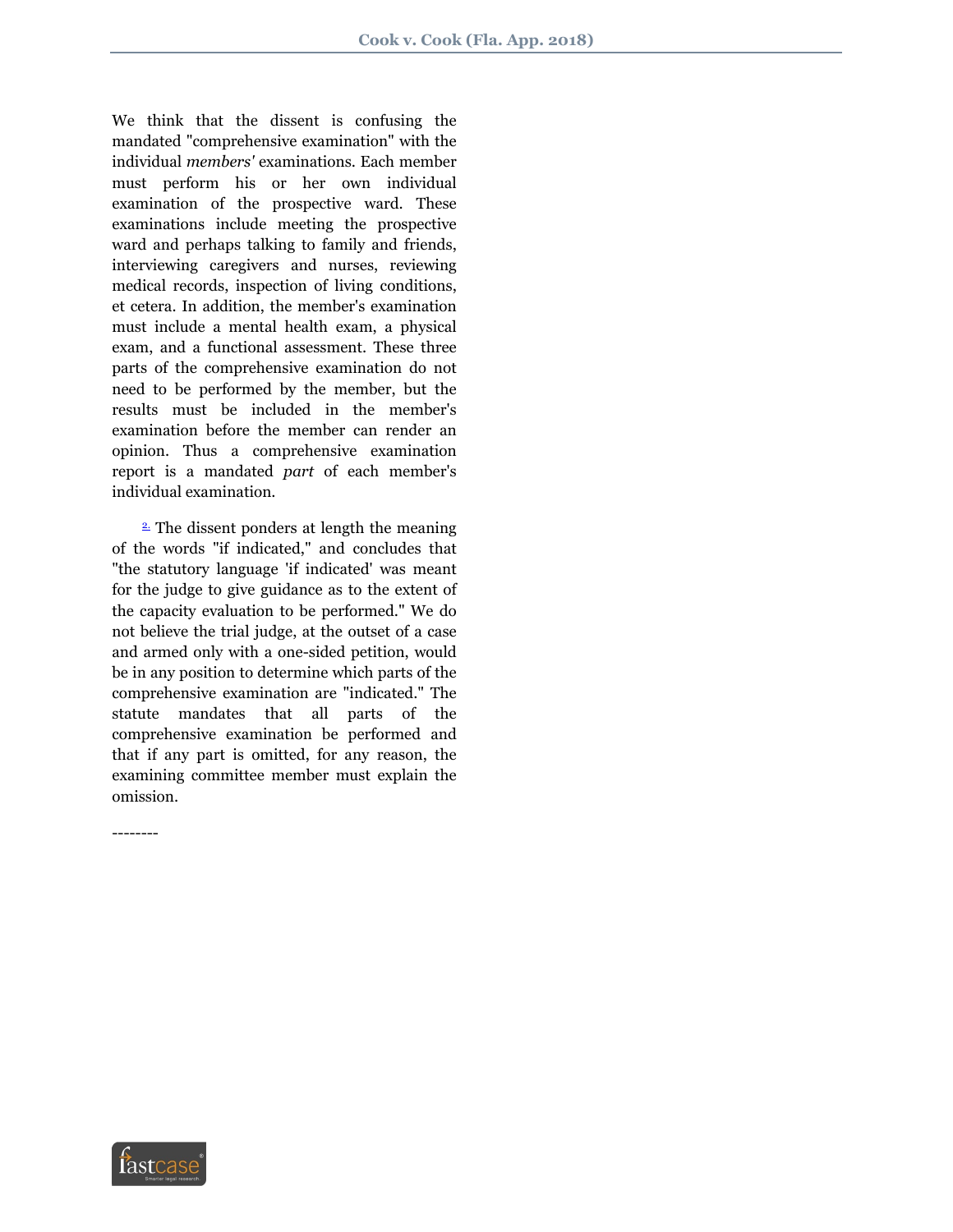We think that the dissent is confusing the mandated "comprehensive examination" with the individual *members'* examinations. Each member must perform his or her own individual examination of the prospective ward. These examinations include meeting the prospective ward and perhaps talking to family and friends, interviewing caregivers and nurses, reviewing medical records, inspection of living conditions, et cetera. In addition, the member's examination must include a mental health exam, a physical exam, and a functional assessment. These three parts of the comprehensive examination do not need to be performed by the member, but the results must be included in the member's examination before the member can render an opinion. Thus a comprehensive examination report is a mandated *part* of each member's individual examination.

[2]. The dissent ponders at length the meaning of the words "if indicated," and concludes that "the statutory language 'if indicated' was meant for the judge to give guidance as to the extent of the capacity evaluation to be performed." We do not believe the trial judge, at the outset of a case and armed only with a one-sided petition, would be in any position to determine which parts of the comprehensive examination are "indicated." The statute mandates that all parts of the comprehensive examination be performed and that if any part is omitted, for any reason, the examining committee member must explain the omission.

--------